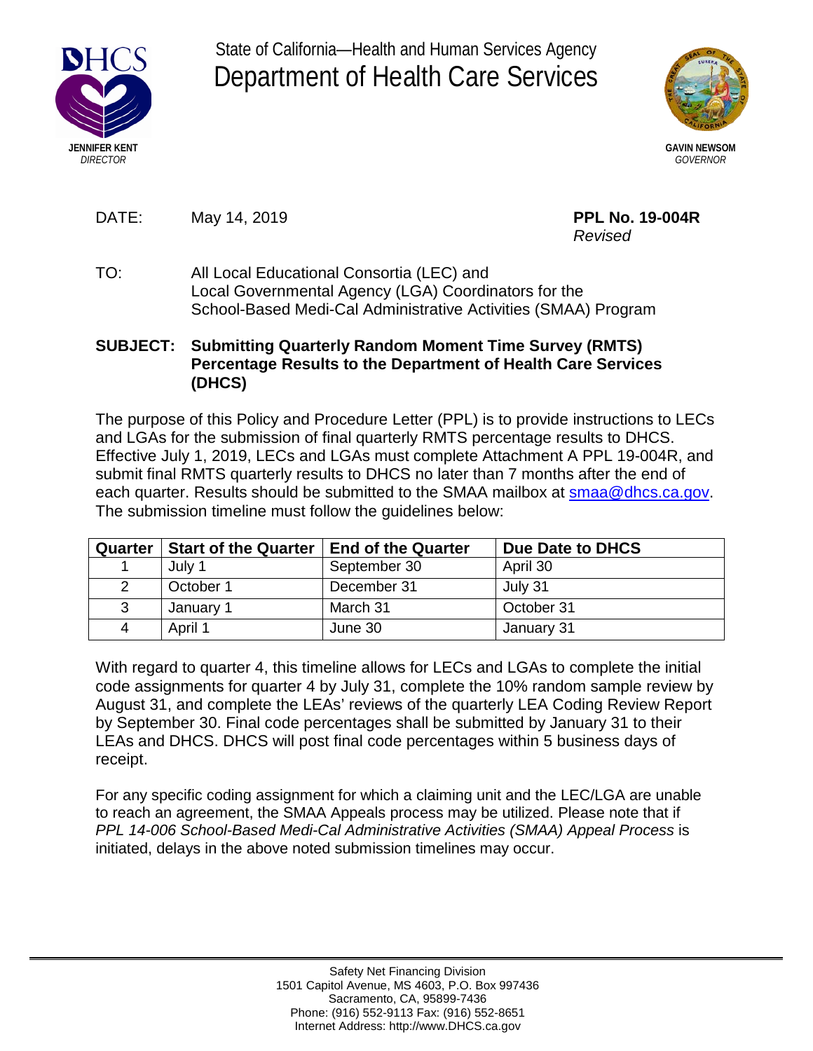State of California—Health and Human Services Agency

# Department of Health Care Services

**JENNIFER KENT**
*DIRECTOR*

**GAVIN NEWSOM**
*GOVERNOR*

DATE: May 14, 2019

**PPL No. 19-004R**
*Revised*

TO: All Local Educational Consortia (LEC) and Local Governmental Agency (LGA) Coordinators for the School-Based Medi-Cal Administrative Activities (SMAA) Program

**SUBJECT: Submitting Quarterly Random Moment Time Survey (RMTS) Percentage Results to the Department of Health Care Services (DHCS)**

The purpose of this Policy and Procedure Letter (PPL) is to provide instructions to LECs and LGAs for the submission of final quarterly RMTS percentage results to DHCS. Effective July 1, 2019, LECs and LGAs must complete Attachment A PPL 19-004R, and submit final RMTS quarterly results to DHCS no later than 7 months after the end of each quarter. Results should be submitted to the SMAA mailbox at smaa@dhcs.ca.gov. The submission timeline must follow the guidelines below:

| Quarter | Start of the Quarter | End of the Quarter | Due Date to DHCS |
|---|---|---|---|
| 1 | July 1 | September 30 | April 30 |
| 2 | October 1 | December 31 | July 31 |
| 3 | January 1 | March 31 | October 31 |
| 4 | April 1 | June 30 | January 31 |

With regard to quarter 4, this timeline allows for LECs and LGAs to complete the initial code assignments for quarter 4 by July 31, complete the 10% random sample review by August 31, and complete the LEAs' reviews of the quarterly LEA Coding Review Report by September 30. Final code percentages shall be submitted by January 31 to their LEAs and DHCS. DHCS will post final code percentages within 5 business days of receipt.

For any specific coding assignment for which a claiming unit and the LEC/LGA are unable to reach an agreement, the SMAA Appeals process may be utilized. Please note that if *PPL 14-006 School-Based Medi-Cal Administrative Activities (SMAA) Appeal Process* is initiated, delays in the above noted submission timelines may occur.

Safety Net Financing Division
1501 Capitol Avenue, MS 4603, P.O. Box 997436
Sacramento, CA, 95899-7436
Phone: (916) 552-9113 Fax: (916) 552-8651
Internet Address: http://www.DHCS.ca.gov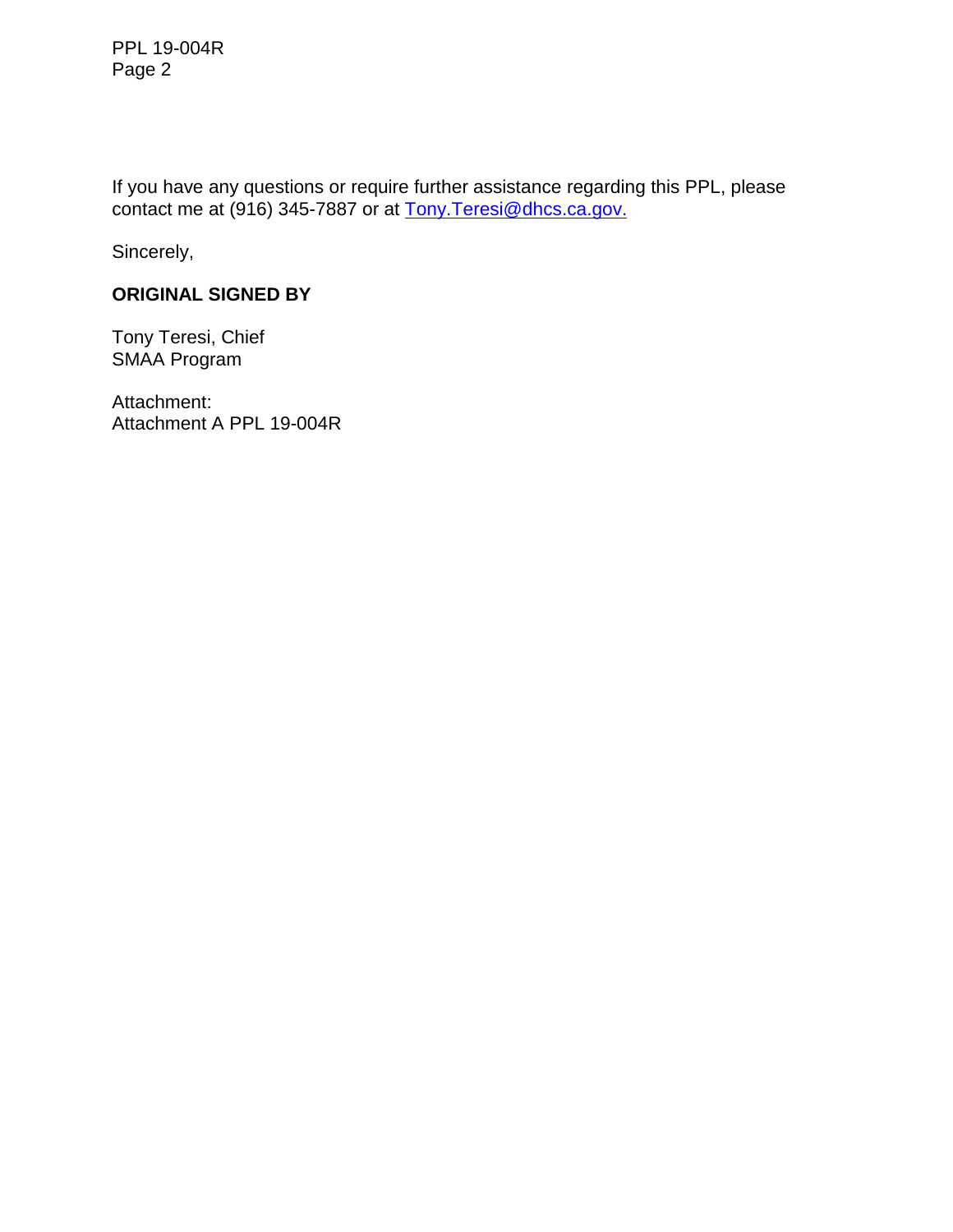If you have any questions or require further assistance regarding this PPL, please contact me at (916) 345-7887 or at [Tony.Teresi@dhcs.ca.gov.](mailto:Tony.Teresi@dhcs.ca.gov)

Sincerely,

**ORIGINAL SIGNED BY**

Tony Teresi, Chief
SMAA Program

Attachment:
Attachment A PPL 19-004R